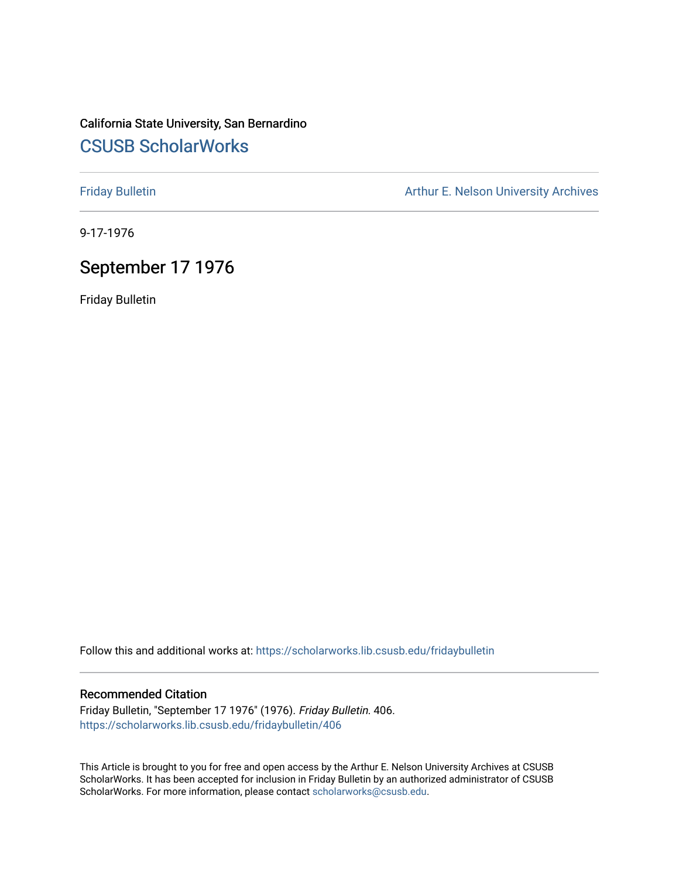California State University, San Bernardino

## CSUSB ScholarWorks

Friday Bulletin

Arthur E. Nelson University Archives

9-17-1976

# September 17 1976

Friday Bulletin

Follow this and additional works at: https://scholarworks.lib.csusb.edu/fridaybulletin

### Recommended Citation

Friday Bulletin, "September 17 1976" (1976). *Friday Bulletin*. 406.
https://scholarworks.lib.csusb.edu/fridaybulletin/406

This Article is brought to you for free and open access by the Arthur E. Nelson University Archives at CSUSB ScholarWorks. It has been accepted for inclusion in Friday Bulletin by an authorized administrator of CSUSB ScholarWorks. For more information, please contact scholarworks@csusb.edu.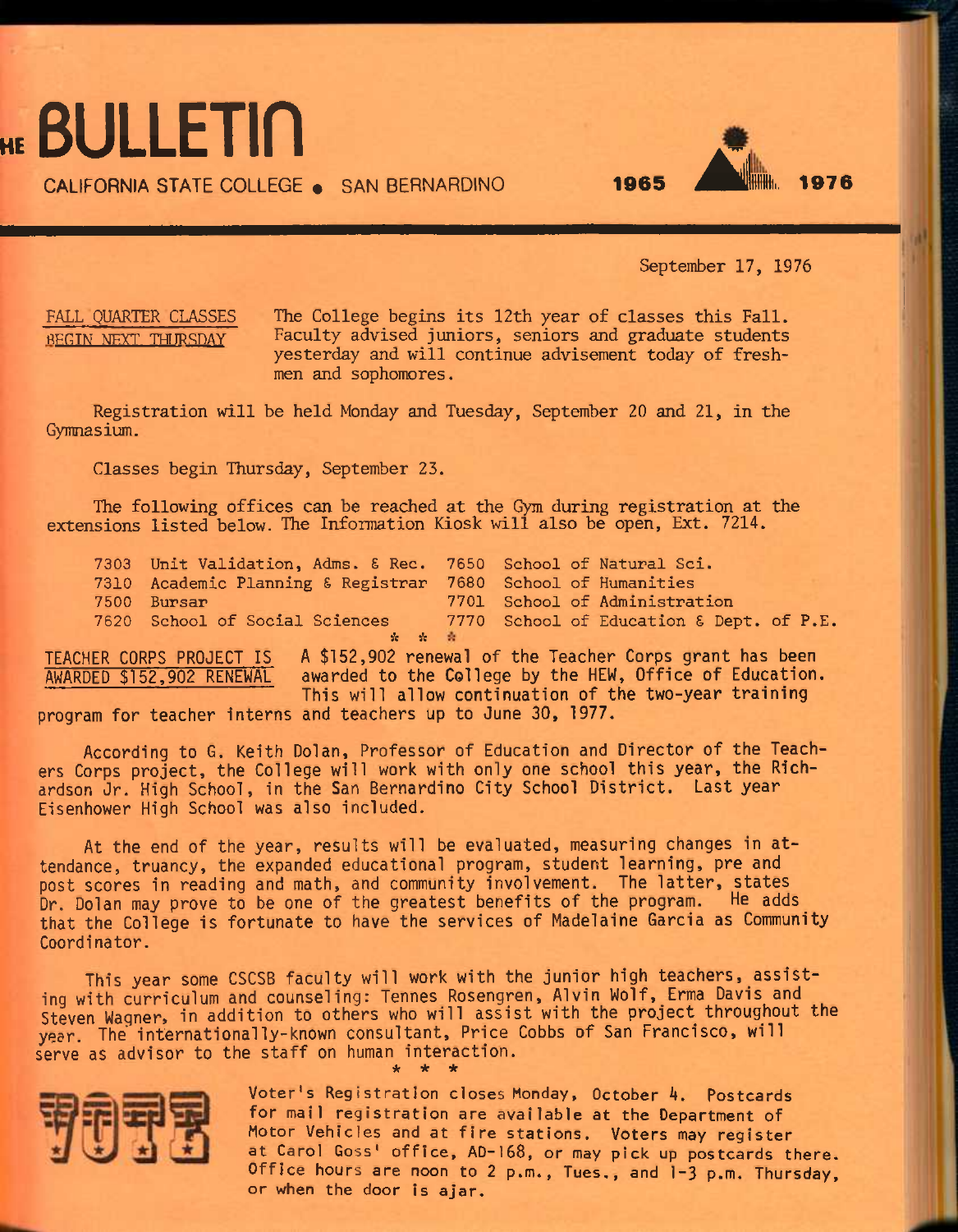# THE BULLETIN

CALIFORNIA STATE COLLEGE • SAN BERNARDINO 1965 1976

September 17, 1976

**FALL QUARTER CLASSES BEGIN NEXT THURSDAY**

The College begins its 12th year of classes this Fall. Faculty advised juniors, seniors and graduate students yesterday and will continue advisement today of freshmen and sophomores.

Registration will be held Monday and Tuesday, September 20 and 21, in the Gymnasium.

Classes begin Thursday, September 23.

The following offices can be reached at the Gym during registration at the extensions listed below. The Information Kiosk will also be open, Ext. 7214.

| | | | |
|---|---|---|---|
| 7303 | Unit Validation, Adms. & Rec. | 7650 | School of Natural Sci. |
| 7310 | Academic Planning & Registrar | 7680 | School of Humanities |
| 7500 | Bursar | 7701 | School of Administration |
| 7620 | School of Social Sciences | 7770 | School of Education & Dept. of P.E. |

\* \* \*

**TEACHER CORPS PROJECT IS AWARDED $152,902 RENEWAL**

A $152,902 renewal of the Teacher Corps grant has been awarded to the College by the HEW, Office of Education. This will allow continuation of the two-year training program for teacher interns and teachers up to June 30, 1977.

According to G. Keith Dolan, Professor of Education and Director of the Teachers Corps project, the College will work with only one school this year, the Richardson Jr. High School, in the San Bernardino City School District. Last year Eisenhower High School was also included.

At the end of the year, results will be evaluated, measuring changes in attendance, truancy, the expanded educational program, student learning, pre and post scores in reading and math, and community involvement. The latter, states Dr. Dolan may prove to be one of the greatest benefits of the program. He adds that the College is fortunate to have the services of Madelaine Garcia as Community Coordinator.

This year some CSCSB faculty will work with the junior high teachers, assisting with curriculum and counseling: Tennes Rosengren, Alvin Wolf, Erma Davis and Steven Wagner, in addition to others who will assist with the project throughout the year. The internationally-known consultant, Price Cobbs of San Francisco, will serve as advisor to the staff on human interaction.

\* \* \*

Voter's Registration closes Monday, October 4. Postcards for mail registration are available at the Department of Motor Vehicles and at fire stations. Voters may register at Carol Goss' office, AD-168, or may pick up postcards there. Office hours are noon to 2 p.m., Tues., and 1-3 p.m. Thursday, or when the door is ajar.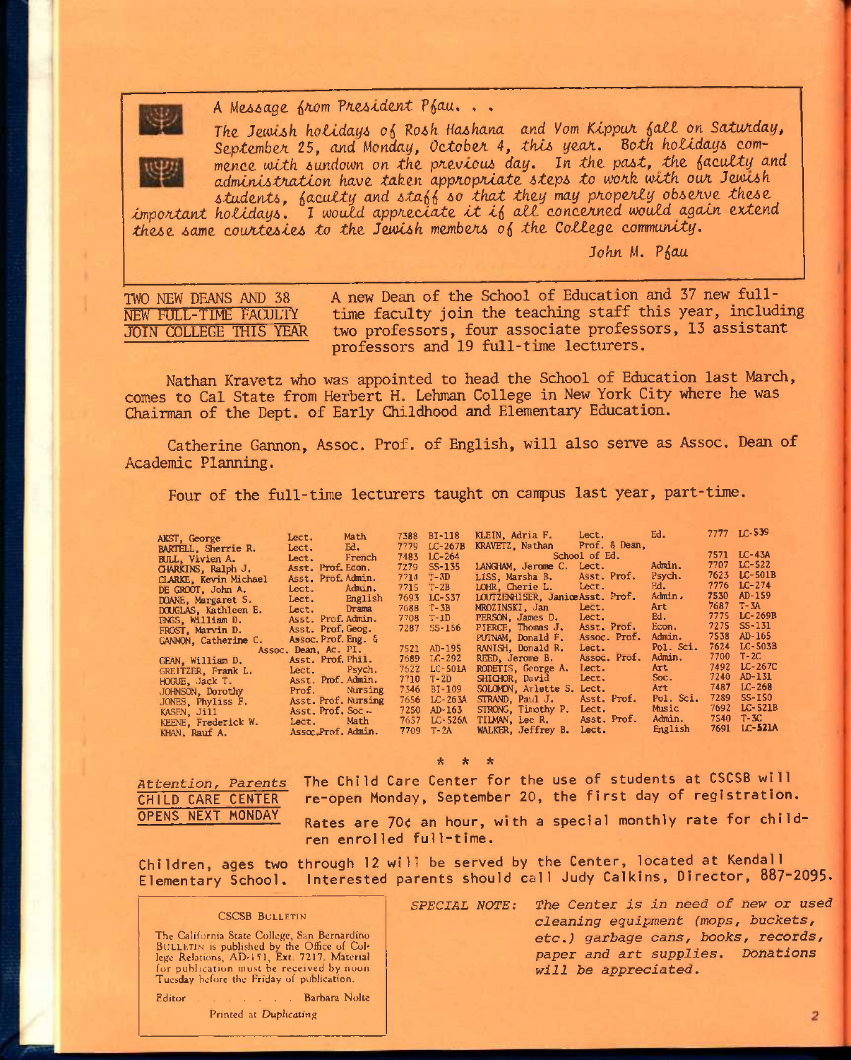*A Message from President Pfau. . .*

*The Jewish holidays of Rosh Hashana and Yom Kippur fall on Saturday, September 25, and Monday, October 4, this year. Both holidays commence with sundown on the previous day. In the past, the faculty and administration have taken appropriate steps to work with our Jewish students, faculty and staff so that they may properly observe these important holidays. I would appreciate it if all concerned would again extend these same courtesies to the Jewish members of the College community.*

*John M. Pfau*

## TWO NEW DEANS AND 38 NEW FULL-TIME FACULTY JOIN COLLEGE THIS YEAR

A new Dean of the School of Education and 37 new full-time faculty join the teaching staff this year, including two professors, four associate professors, 13 assistant professors and 19 full-time lecturers.

Nathan Kravetz who was appointed to head the School of Education last March, comes to Cal State from Herbert H. Lehman College in New York City where he was Chairman of the Dept. of Early Childhood and Elementary Education.

Catherine Gannon, Assoc. Prof. of English, will also serve as Assoc. Dean of Academic Planning.

Four of the full-time lecturers taught on campus last year, part-time.

| Name | Rank | Dept. | Ext. | Office |
|---|---|---|---|---|
| AKST, George | Lect. | Math | 7388 | BI-118 |
| BARTELL, Sherrie R. | Lect. | Ed. | 7779 | LC-267B |
| BULL, Vivien A. | Lect. | French | 7483 | LC-264 |
| CHARKINS, Ralph J. | Asst. Prof. | Econ. | 7279 | SS-135 |
| CLARKE, Kevin Michael | Asst. Prof. | Admin. | 7714 | T-3D |
| DE GROOT, John A. | Lect. | Admin. | 7715 | T-2B |
| DOANE, Margaret S. | Lect. | English | 7693 | LC-537 |
| DOUGLAS, Kathleen E. | Lect. | Drama | 7688 | T-3B |
| ENGS, William D. | Asst. Prof. | Admin. | 7708 | T-1D |
| FROST, Marvin D. | Asst. Prof. | Geog. | 7287 | SS-156 |
| GANNON, Catherine C. | Assoc. Prof. Eng. & Assoc. Dean, Ac. Pl. | | 7521 | AD-195 |
| GEAN, William D. | Asst. Prof. | Phil. | 7689 | LC-292 |
| GREITZER, Frank L. | Lect. | Psych. | 7622 | LC-501A |
| HOGUE, Jack T. | Asst. Prof. | Admin. | 7710 | T-2D |
| JOHNSON, Dorothy | Prof. | Nursing | 7346 | BI-109 |
| JONES, Phyliss F. | Asst. Prof. | Nursing | 7656 | LC-263A |
| KASEN, Jill | Asst. Prof. | Soc. | 7250 | AD-163 |
| KEENE, Frederick W. | Lect. | Math | 7657 | LC-526A |
| KHAN, Rauf A. | Assoc. Prof. | Admin. | 7709 | T-2A |
| KLEIN, Adria F. | Lect. | Ed. | 7777 | LC-539 |
| KRAVETZ, Nathan | Prof. & Dean, School of Ed. | | 7571 | LC-43A |
| LANGHAM, Jerome C. | Lect. | Admin. | 7707 | LC-522 |
| LISS, Marsha B. | Asst. Prof. | Psych. | 7623 | LC-501B |
| LOHR, Cherie L. | Lect. | Ed. | 7776 | LC-274 |
| LOUTZENHISER, Janice | Asst. Prof. | Admin. | 7530 | AD-159 |
| MROZINSKI, Jan | Lect. | Art | 7687 | T-3A |
| PERSON, James D. | Lect. | Ed. | 7775 | LC-269B |
| PIERCE, Thomas J. | Asst. Prof. | Econ. | 7275 | SS-131 |
| PUTNAM, Donald F. | Assoc. Prof. | Admin. | 7538 | AD-165 |
| RANISH, Donald R. | Lect. | Pol. Sci. | 7624 | LC-503B |
| REED, Jerome B. | Assoc. Prof. | Admin. | 7700 | T-2C |
| RODETIS, George A. | Lect. | Art | 7492 | LC-267C |
| SHICHOR, David | Lect. | Soc. | 7240 | AD-131 |
| SOLOMON, Arlette S. | Lect. | Art | 7487 | LC-268 |
| STRAND, Paul J. | Asst. Prof. | Pol. Sci. | 7289 | SS-150 |
| STRONG, Timothy P. | Lect. | Music | 7692 | LC-521B |
| TILMAN, Lee R. | Asst. Prof. | Admin. | 7540 | T-3C |
| WALKER, Jeffrey B. | Lect. | English | 7691 | LC-521A |

\* \* \*

## *Attention, Parents* CHILD CARE CENTER OPENS NEXT MONDAY

The Child Care Center for the use of students at CSCSB will re-open Monday, September 20, the first day of registration.

Rates are 70¢ an hour, with a special monthly rate for children enrolled full-time.

Children, ages two through 12 will be served by the Center, located at Kendall Elementary School. Interested parents should call Judy Calkins, Director, 887-2095.

*SPECIAL NOTE: The Center is in need of new or used cleaning equipment (mops, buckets, etc.) garbage cans, books, records, paper and art supplies. Donations will be appreciated.*

---

CSCSB BULLETIN

The California State College, San Bernardino BULLETIN is published by the Office of College Relations, AD-151, Ext. 7217. Material for publication must be received by noon Tuesday before the Friday of publication.

Editor . . . . . . . . Barbara Nolte

Printed at Duplicating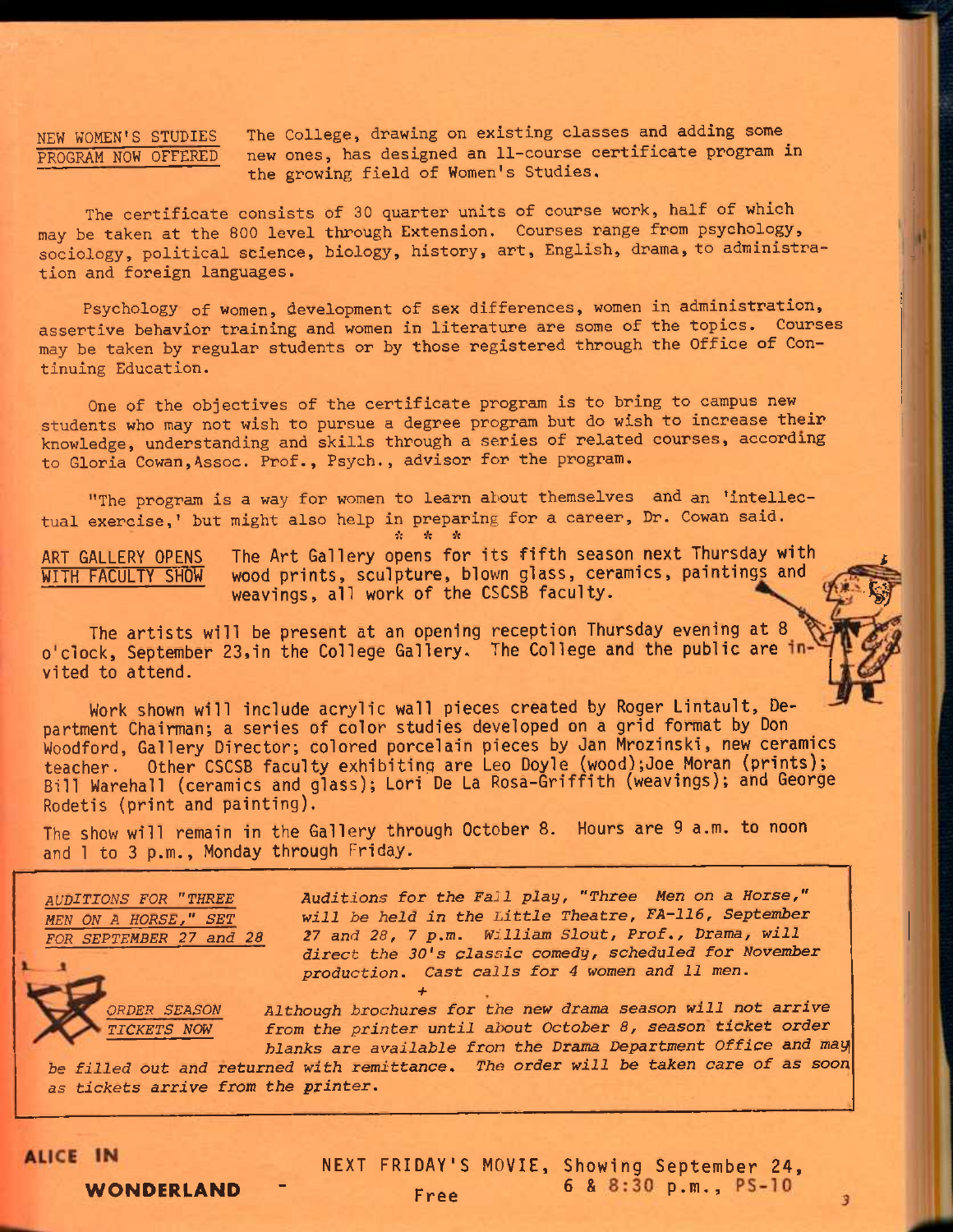**NEW WOMEN'S STUDIES PROGRAM NOW OFFERED**

The College, drawing on existing classes and adding some new ones, has designed an 11-course certificate program in the growing field of Women's Studies.

The certificate consists of 30 quarter units of course work, half of which may be taken at the 800 level through Extension. Courses range from psychology, sociology, political science, biology, history, art, English, drama, to administration and foreign languages.

Psychology of women, development of sex differences, women in administration, assertive behavior training and women in literature are some of the topics. Courses may be taken by regular students or by those registered through the Office of Continuing Education.

One of the objectives of the certificate program is to bring to campus new students who may not wish to pursue a degree program but do wish to increase their knowledge, understanding and skills through a series of related courses, according to Gloria Cowan, Assoc. Prof., Psych., advisor for the program.

"The program is a way for women to learn about themselves and an 'intellectual exercise,' but might also help in preparing for a career, Dr. Cowan said.

\* \* \*

**ART GALLERY OPENS WITH FACULTY SHOW**

The Art Gallery opens for its fifth season next Thursday with wood prints, sculpture, blown glass, ceramics, paintings and weavings, all work of the CSCSB faculty.

The artists will be present at an opening reception Thursday evening at 8 o'clock, September 23, in the College Gallery. The College and the public are invited to attend.

Work shown will include acrylic wall pieces created by Roger Lintault, Department Chairman; a series of color studies developed on a grid format by Don Woodford, Gallery Director; colored porcelain pieces by Jan Mrozinski, new ceramics teacher. Other CSCSB faculty exhibiting are Leo Doyle (wood); Joe Moran (prints); Bill Warehall (ceramics and glass); Lori De La Rosa-Griffith (weavings); and George Rodetis (print and painting).

The show will remain in the Gallery through October 8. Hours are 9 a.m. to noon and 1 to 3 p.m., Monday through Friday.

*AUDITIONS FOR "THREE MEN ON A HORSE," SET FOR SEPTEMBER 27 and 28*

*Auditions for the Fall play, "Three Men on a Horse," will be held in the Little Theatre, FA-116, September 27 and 28, 7 p.m. William Slout, Prof., Drama, will direct the 30's classic comedy, scheduled for November production. Cast calls for 4 women and 11 men.*

\+

*ORDER SEASON TICKETS NOW*

*Although brochures for the new drama season will not arrive from the printer until about October 8, season ticket order blanks are available from the Drama Department Office and may be filled out and returned with remittance. The order will be taken care of as soon as tickets arrive from the printer.*

**ALICE IN WONDERLAND** - NEXT FRIDAY'S MOVIE, Showing September 24, 6 & 8:30 p.m., PS-10

Free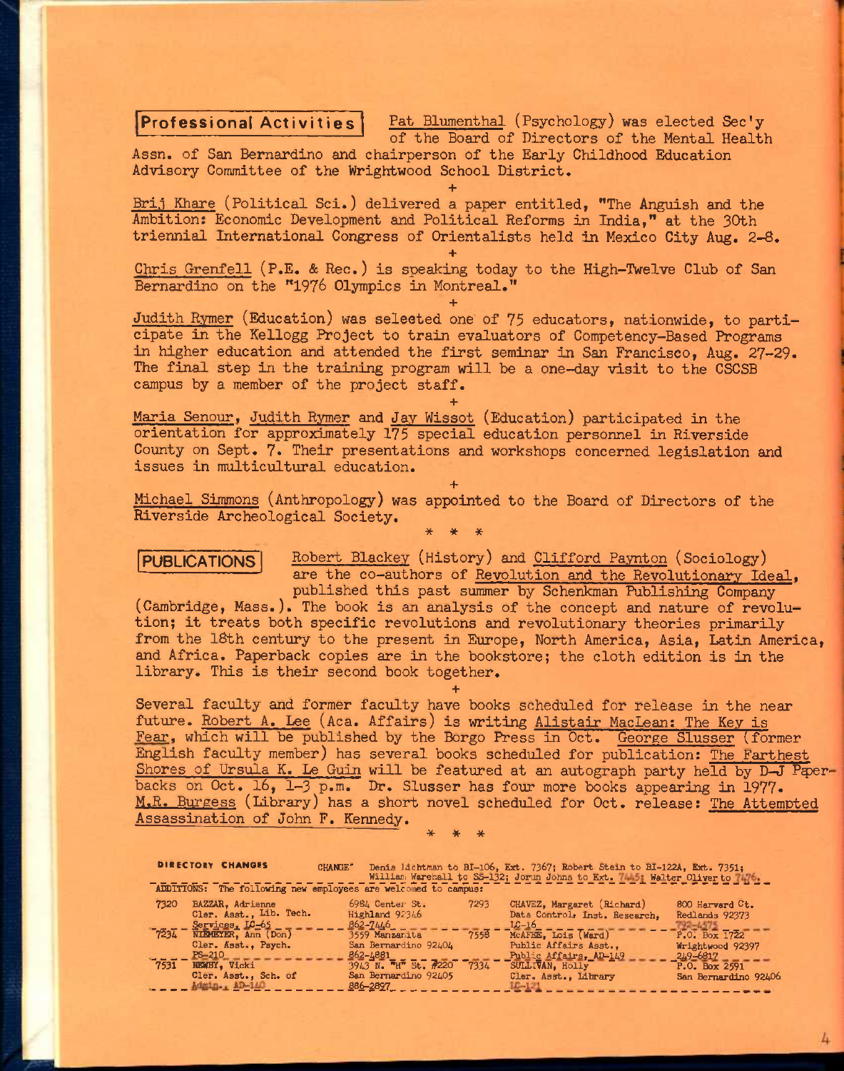## Professional Activities

Pat Blumenthal (Psychology) was elected Sec'y of the Board of Directors of the Mental Health Assn. of San Bernardino and chairperson of the Early Childhood Education Advisory Committee of the Wrightwood School District.

+

Brij Khare (Political Sci.) delivered a paper entitled, "The Anguish and the Ambition: Economic Development and Political Reforms in India," at the 30th triennial International Congress of Orientalists held in Mexico City Aug. 2-8.

+

Chris Grenfell (P.E. & Rec.) is speaking today to the High-Twelve Club of San Bernardino on the "1976 Olympics in Montreal."

+

Judith Rymer (Education) was selected one of 75 educators, nationwide, to participate in the Kellogg Project to train evaluators of Competency-Based Programs in higher education and attended the first seminar in San Francisco, Aug. 27-29. The final step in the training program will be a one-day visit to the CSCSB campus by a member of the project staff.

+

Maria Senour, Judith Rymer and Jay Wissot (Education) participated in the orientation for approximately 175 special education personnel in Riverside County on Sept. 7. Their presentations and workshops concerned legislation and issues in multicultural education.

+

Michael Simmons (Anthropology) was appointed to the Board of Directors of the Riverside Archeological Society.

\* \* \*

## PUBLICATIONS

Robert Blackey (History) and Clifford Paynton (Sociology) are the co-authors of Revolution and the Revolutionary Ideal, published this past summer by Schenkman Publishing Company (Cambridge, Mass.). The book is an analysis of the concept and nature of revolution; it treats both specific revolutions and revolutionary theories primarily from the 18th century to the present in Europe, North America, Asia, Latin America, and Africa. Paperback copies are in the bookstore; the cloth edition is in the library. This is their second book together.

+

Several faculty and former faculty have books scheduled for release in the near future. Robert A. Lee (Aca. Affairs) is writing Alistair MacLean: The Key is Fear, which will be published by the Borgo Press in Oct. George Slusser (former English faculty member) has several books scheduled for publication: The Farthest Shores of Ursula K. Le Guin will be featured at an autograph party held by D-J Paperbacks on Oct. 16, 1-3 p.m. Dr. Slusser has four more books appearing in 1977. M.R. Burgess (Library) has a short novel scheduled for Oct. release: The Attempted Assassination of John F. Kennedy.

\* \* \*

**DIRECTORY CHANGES**

CHANGE: Denis Lichtman to BI-106, Ext. 7367; Robert Stein to BI-122A, Ext. 7351; William Warehall to SS-132; Jorun Johns to Ext. 7445; Walter Oliver to 7476.

ADDITIONS: The following new employees are welcomed to campus:

| Ext. | Name / Position | Address | Ext. | Name / Position | Address |
|---|---|---|---|---|---|
| 7320 | BAZZAR, Adrienne<br>Cler. Asst., Lib. Tech. Services, LC-65 | 6984 Center St.<br>Highland 92346<br>862-7446 | 7293 | CHAVEZ, Margaret (Richard)<br>Data Control, Inst. Research, LC-16 | 800 Harvard Ct.<br>Redlands 92373<br>793-4575 |
| 7234 | NIEMEYER, Ann (Don)<br>Cler. Asst., Psych.<br>PS-210 | 3559 Manzanita<br>San Bernardino 92404<br>862-4881 | 7558 | McAFEE, Lois (Ward)<br>Public Affairs Asst.,<br>Public Affairs, AD-149 | P.O. Box 1722<br>Wrightwood 92397<br>249-6817 |
| 7531 | NEWBY, Vicki<br>Cler. Asst., Sch. of Admin., AD-140 | 3943 N. "H" St. #220<br>San Bernardino 92405<br>886-2897 | 7334 | SULLIVAN, Holly<br>Cler. Asst., Library<br>LC-121 | P.O. Box 2591<br>San Bernardino 92406 |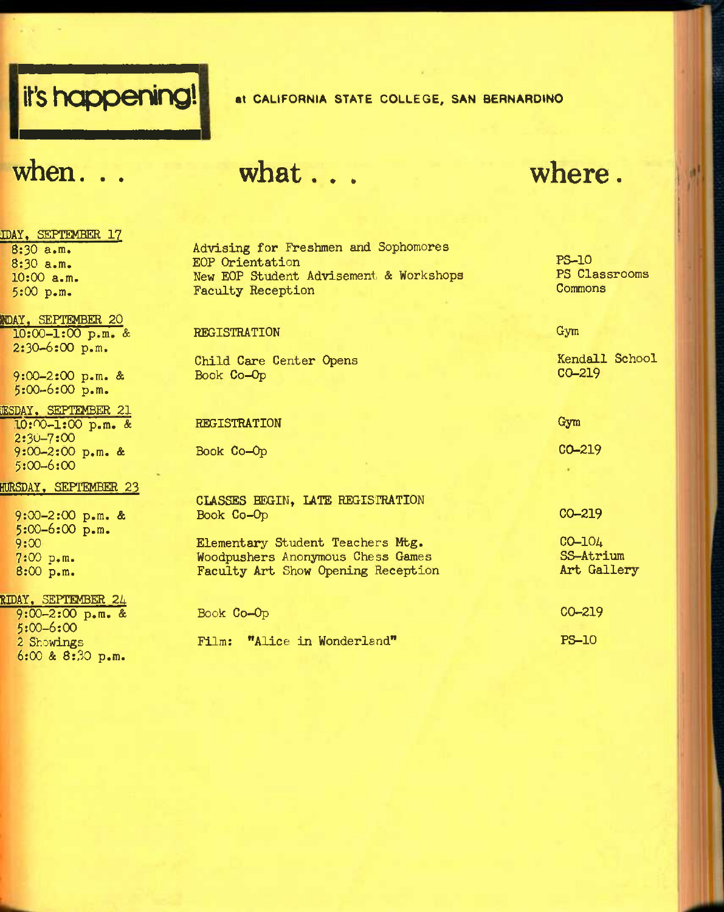# it's happening!

**at CALIFORNIA STATE COLLEGE, SAN BERNARDINO**

| when... | what... | where. |
| --- | --- | --- |
| **IDAY, SEPTEMBER 17** | | |
| 8:30 a.m. | Advising for Freshmen and Sophomores | PS-10 |
| 8:30 a.m. | EOP Orientation | PS Classrooms |
| 10:00 a.m. | New EOP Student Advisement & Workshops | Commons |
| 5:00 p.m. | Faculty Reception | |
| **NDAY, SEPTEMBER 20** | | |
| 10:00-1:00 p.m. & 2:30-6:00 p.m. | REGISTRATION | Gym |
| | Child Care Center Opens | Kendall School |
| 9:00-2:00 p.m. & 5:00-6:00 p.m. | Book Co-Op | CO-219 |
| **ESDAY, SEPTEMBER 21** | | |
| 10:00-1:00 p.m. & 2:30-7:00 | REGISTRATION | Gym |
| 9:00-2:00 p.m. & 5:00-6:00 | Book Co-Op | CO-219 |
| **HURSDAY, SEPTEMBER 23** | | |
| | CLASSES BEGIN, LATE REGISTRATION | |
| 9:00-2:00 p.m. & 5:00-6:00 p.m. | Book Co-Op | CO-219 |
| 9:00 | Elementary Student Teachers Mtg. | CO-104 |
| 7:00 p.m. | Woodpushers Anonymous Chess Games | SS-Atrium |
| 8:00 p.m. | Faculty Art Show Opening Reception | Art Gallery |
| **RIDAY, SEPTEMBER 24** | | |
| 9:00-2:00 p.m. & 5:00-6:00 | Book Co-Op | CO-219 |
| 2 Showings 6:00 & 8:30 p.m. | Film: "Alice in Wonderland" | PS-10 |